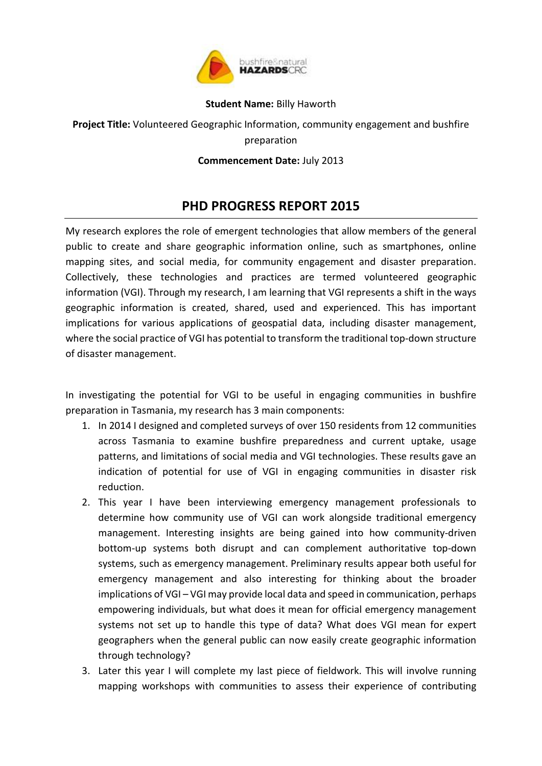**Student Name:** Billy Haworth

**Project Title:** Volunteered Geographic Information, community engagement and bushfire preparation

**Commencement Date:** July 2013

# PHD PROGRESS REPORT 2015

My research explores the role of emergent technologies that allow members of the general public to create and share geographic information online, such as smartphones, online mapping sites, and social media, for community engagement and disaster preparation. Collectively, these technologies and practices are termed volunteered geographic information (VGI). Through my research, I am learning that VGI represents a shift in the ways geographic information is created, shared, used and experienced. This has important implications for various applications of geospatial data, including disaster management, where the social practice of VGI has potential to transform the traditional top-down structure of disaster management.

In investigating the potential for VGI to be useful in engaging communities in bushfire preparation in Tasmania, my research has 3 main components:

1. In 2014 I designed and completed surveys of over 150 residents from 12 communities across Tasmania to examine bushfire preparedness and current uptake, usage patterns, and limitations of social media and VGI technologies. These results gave an indication of potential for use of VGI in engaging communities in disaster risk reduction.
2. This year I have been interviewing emergency management professionals to determine how community use of VGI can work alongside traditional emergency management. Interesting insights are being gained into how community-driven bottom-up systems both disrupt and can complement authoritative top-down systems, such as emergency management. Preliminary results appear both useful for emergency management and also interesting for thinking about the broader implications of VGI – VGI may provide local data and speed in communication, perhaps empowering individuals, but what does it mean for official emergency management systems not set up to handle this type of data? What does VGI mean for expert geographers when the general public can now easily create geographic information through technology?
3. Later this year I will complete my last piece of fieldwork. This will involve running mapping workshops with communities to assess their experience of contributing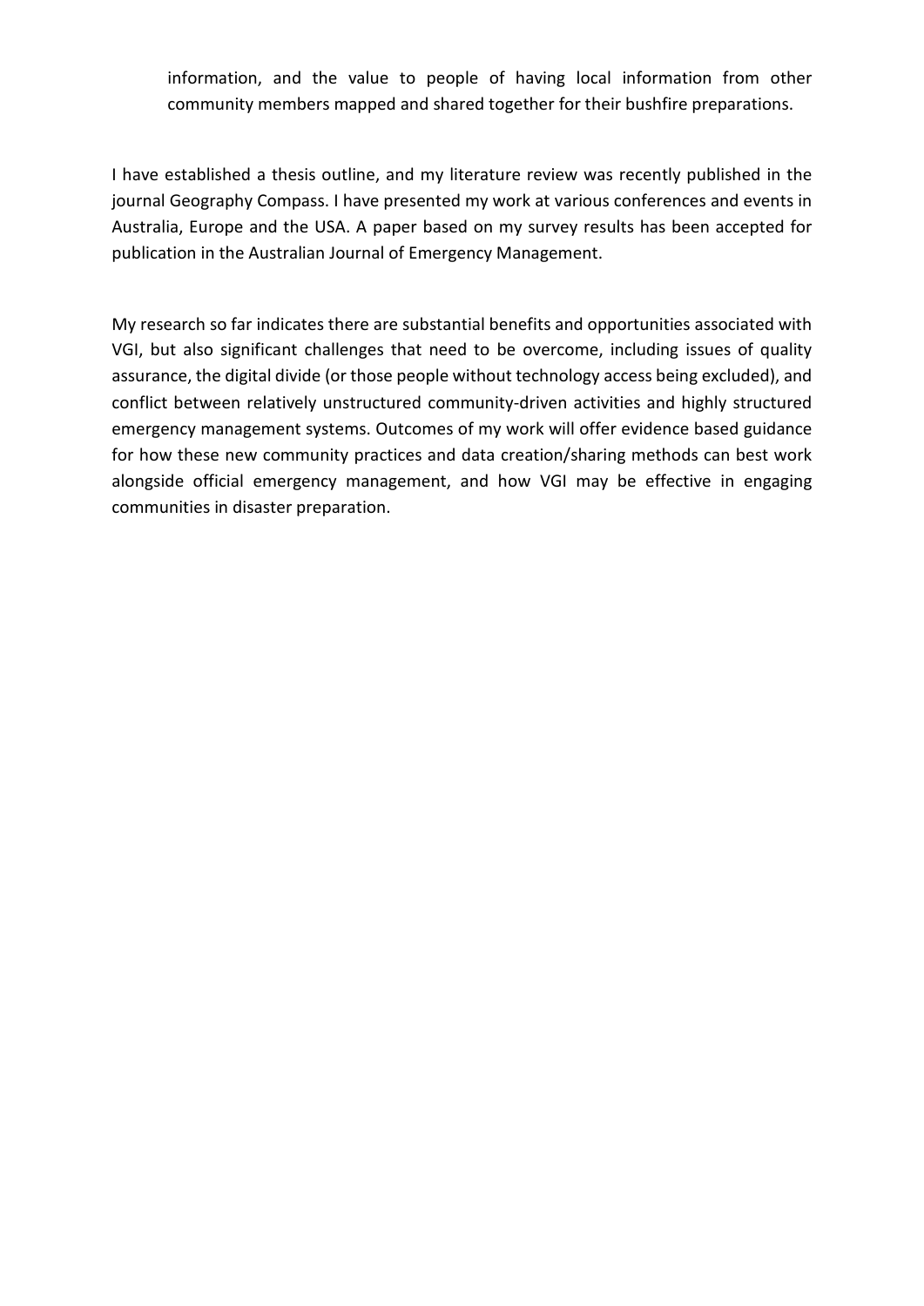information, and the value to people of having local information from other community members mapped and shared together for their bushfire preparations.

I have established a thesis outline, and my literature review was recently published in the journal Geography Compass. I have presented my work at various conferences and events in Australia, Europe and the USA. A paper based on my survey results has been accepted for publication in the Australian Journal of Emergency Management.

My research so far indicates there are substantial benefits and opportunities associated with VGI, but also significant challenges that need to be overcome, including issues of quality assurance, the digital divide (or those people without technology access being excluded), and conflict between relatively unstructured community-driven activities and highly structured emergency management systems. Outcomes of my work will offer evidence based guidance for how these new community practices and data creation/sharing methods can best work alongside official emergency management, and how VGI may be effective in engaging communities in disaster preparation.